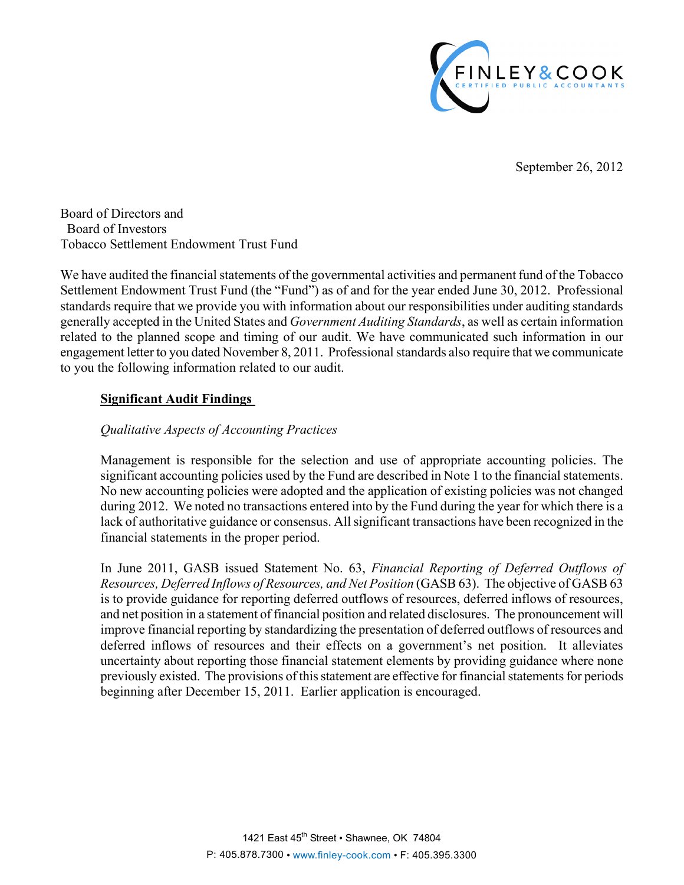FINLEY & COOK
CERTIFIED PUBLIC ACCOUNTANTS

September 26, 2012

Board of Directors and
Board of Investors
Tobacco Settlement Endowment Trust Fund

We have audited the financial statements of the governmental activities and permanent fund of the Tobacco Settlement Endowment Trust Fund (the "Fund") as of and for the year ended June 30, 2012. Professional standards require that we provide you with information about our responsibilities under auditing standards generally accepted in the United States and *Government Auditing Standards*, as well as certain information related to the planned scope and timing of our audit. We have communicated such information in our engagement letter to you dated November 8, 2011. Professional standards also require that we communicate to you the following information related to our audit.

**Significant Audit Findings**

*Qualitative Aspects of Accounting Practices*

Management is responsible for the selection and use of appropriate accounting policies. The significant accounting policies used by the Fund are described in Note 1 to the financial statements. No new accounting policies were adopted and the application of existing policies was not changed during 2012. We noted no transactions entered into by the Fund during the year for which there is a lack of authoritative guidance or consensus. All significant transactions have been recognized in the financial statements in the proper period.

In June 2011, GASB issued Statement No. 63, *Financial Reporting of Deferred Outflows of Resources, Deferred Inflows of Resources, and Net Position* (GASB 63). The objective of GASB 63 is to provide guidance for reporting deferred outflows of resources, deferred inflows of resources, and net position in a statement of financial position and related disclosures. The pronouncement will improve financial reporting by standardizing the presentation of deferred outflows of resources and deferred inflows of resources and their effects on a government's net position. It alleviates uncertainty about reporting those financial statement elements by providing guidance where none previously existed. The provisions of this statement are effective for financial statements for periods beginning after December 15, 2011. Earlier application is encouraged.

1421 East 45th Street • Shawnee, OK 74804
P: 405.878.7300 • www.finley-cook.com • F: 405.395.3300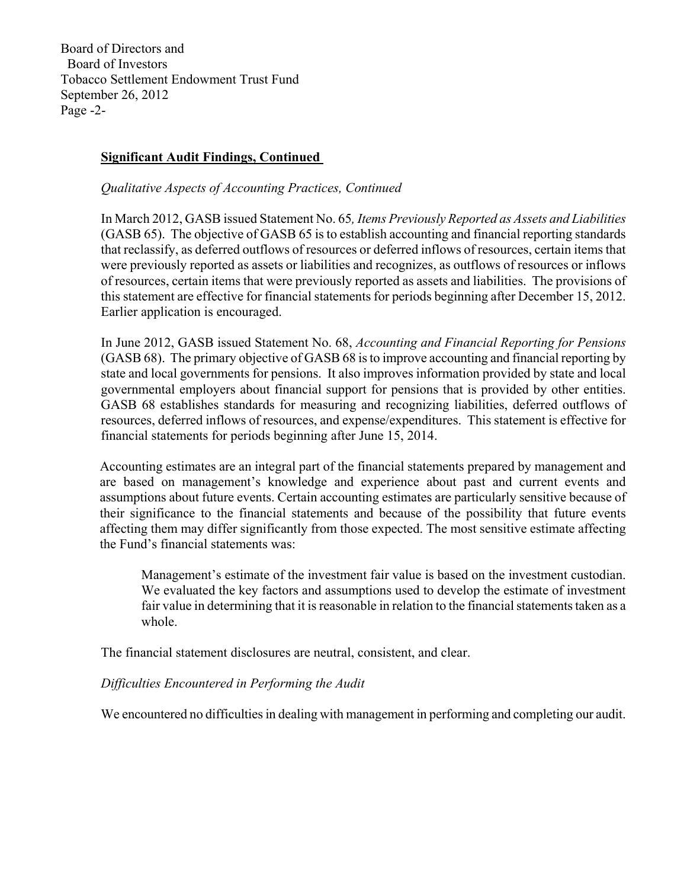## Significant Audit Findings, Continued

*Qualitative Aspects of Accounting Practices, Continued*

In March 2012, GASB issued Statement No. 65*, Items Previously Reported as Assets and Liabilities* (GASB 65). The objective of GASB 65 is to establish accounting and financial reporting standards that reclassify, as deferred outflows of resources or deferred inflows of resources, certain items that were previously reported as assets or liabilities and recognizes, as outflows of resources or inflows of resources, certain items that were previously reported as assets and liabilities. The provisions of this statement are effective for financial statements for periods beginning after December 15, 2012. Earlier application is encouraged.

In June 2012, GASB issued Statement No. 68, *Accounting and Financial Reporting for Pensions* (GASB 68). The primary objective of GASB 68 is to improve accounting and financial reporting by state and local governments for pensions. It also improves information provided by state and local governmental employers about financial support for pensions that is provided by other entities. GASB 68 establishes standards for measuring and recognizing liabilities, deferred outflows of resources, deferred inflows of resources, and expense/expenditures. This statement is effective for financial statements for periods beginning after June 15, 2014.

Accounting estimates are an integral part of the financial statements prepared by management and are based on management's knowledge and experience about past and current events and assumptions about future events. Certain accounting estimates are particularly sensitive because of their significance to the financial statements and because of the possibility that future events affecting them may differ significantly from those expected. The most sensitive estimate affecting the Fund's financial statements was:

> Management's estimate of the investment fair value is based on the investment custodian. We evaluated the key factors and assumptions used to develop the estimate of investment fair value in determining that it is reasonable in relation to the financial statements taken as a whole.

The financial statement disclosures are neutral, consistent, and clear.

*Difficulties Encountered in Performing the Audit*

We encountered no difficulties in dealing with management in performing and completing our audit.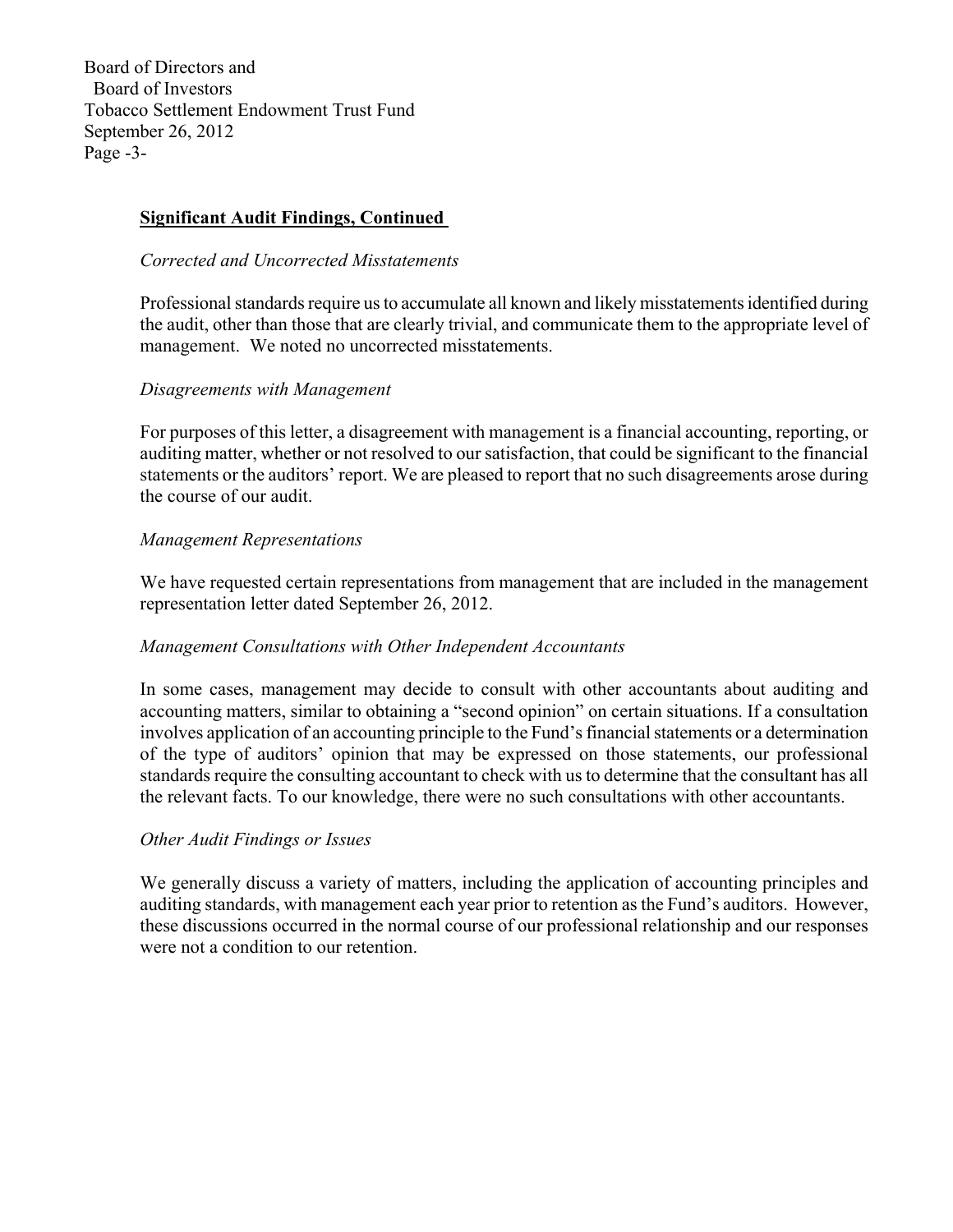## Significant Audit Findings, Continued

*Corrected and Uncorrected Misstatements*

Professional standards require us to accumulate all known and likely misstatements identified during the audit, other than those that are clearly trivial, and communicate them to the appropriate level of management. We noted no uncorrected misstatements.

*Disagreements with Management*

For purposes of this letter, a disagreement with management is a financial accounting, reporting, or auditing matter, whether or not resolved to our satisfaction, that could be significant to the financial statements or the auditors' report. We are pleased to report that no such disagreements arose during the course of our audit.

*Management Representations*

We have requested certain representations from management that are included in the management representation letter dated September 26, 2012.

*Management Consultations with Other Independent Accountants*

In some cases, management may decide to consult with other accountants about auditing and accounting matters, similar to obtaining a "second opinion" on certain situations. If a consultation involves application of an accounting principle to the Fund's financial statements or a determination of the type of auditors' opinion that may be expressed on those statements, our professional standards require the consulting accountant to check with us to determine that the consultant has all the relevant facts. To our knowledge, there were no such consultations with other accountants.

*Other Audit Findings or Issues*

We generally discuss a variety of matters, including the application of accounting principles and auditing standards, with management each year prior to retention as the Fund's auditors. However, these discussions occurred in the normal course of our professional relationship and our responses were not a condition to our retention.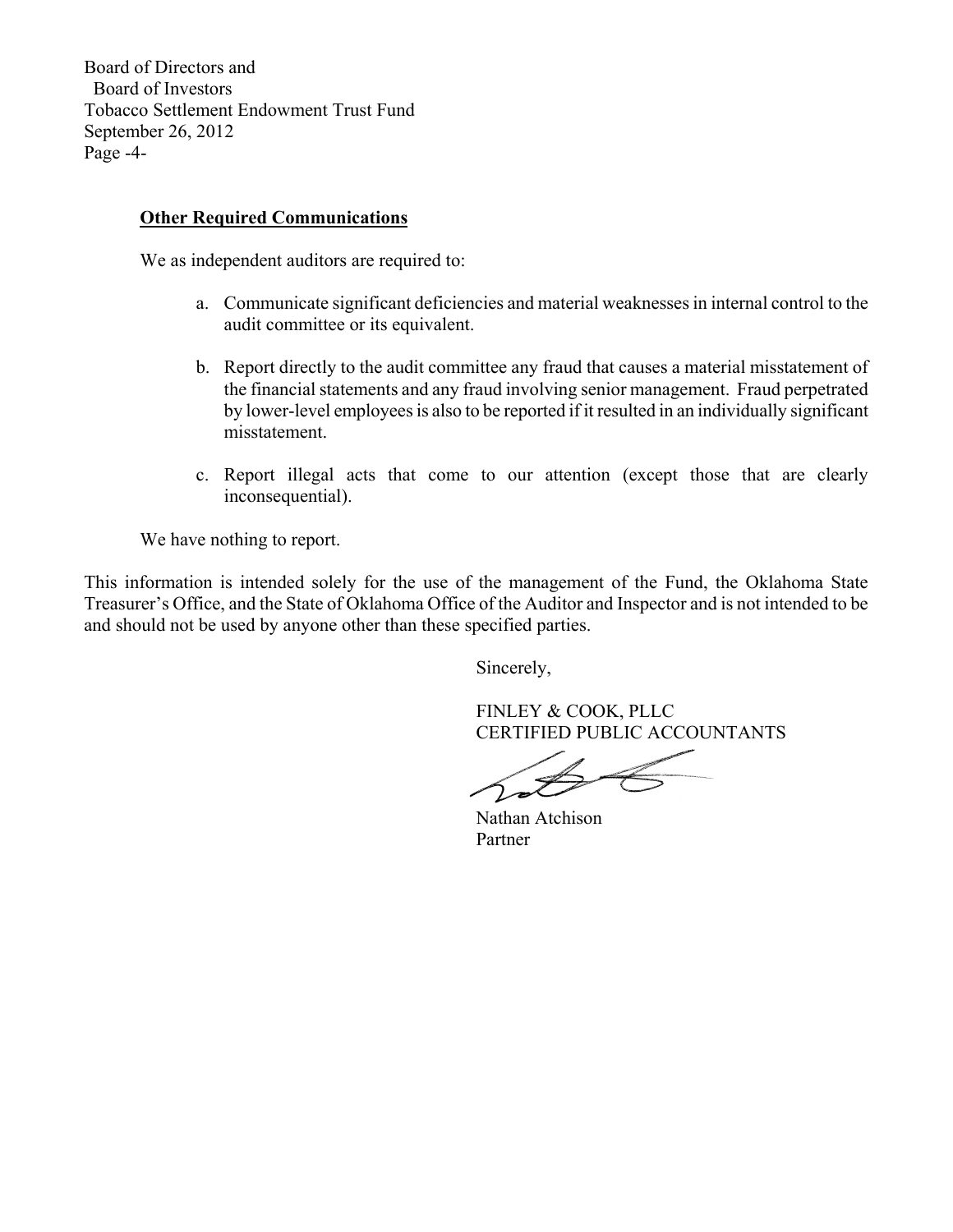Board of Directors and
Board of Investors
Tobacco Settlement Endowment Trust Fund
September 26, 2012
Page -4-

**Other Required Communications**

We as independent auditors are required to:

a. Communicate significant deficiencies and material weaknesses in internal control to the audit committee or its equivalent.

b. Report directly to the audit committee any fraud that causes a material misstatement of the financial statements and any fraud involving senior management. Fraud perpetrated by lower-level employees is also to be reported if it resulted in an individually significant misstatement.

c. Report illegal acts that come to our attention (except those that are clearly inconsequential).

We have nothing to report.

This information is intended solely for the use of the management of the Fund, the Oklahoma State Treasurer's Office, and the State of Oklahoma Office of the Auditor and Inspector and is not intended to be and should not be used by anyone other than these specified parties.

Sincerely,

FINLEY & COOK, PLLC
CERTIFIED PUBLIC ACCOUNTANTS

Nathan Atchison
Partner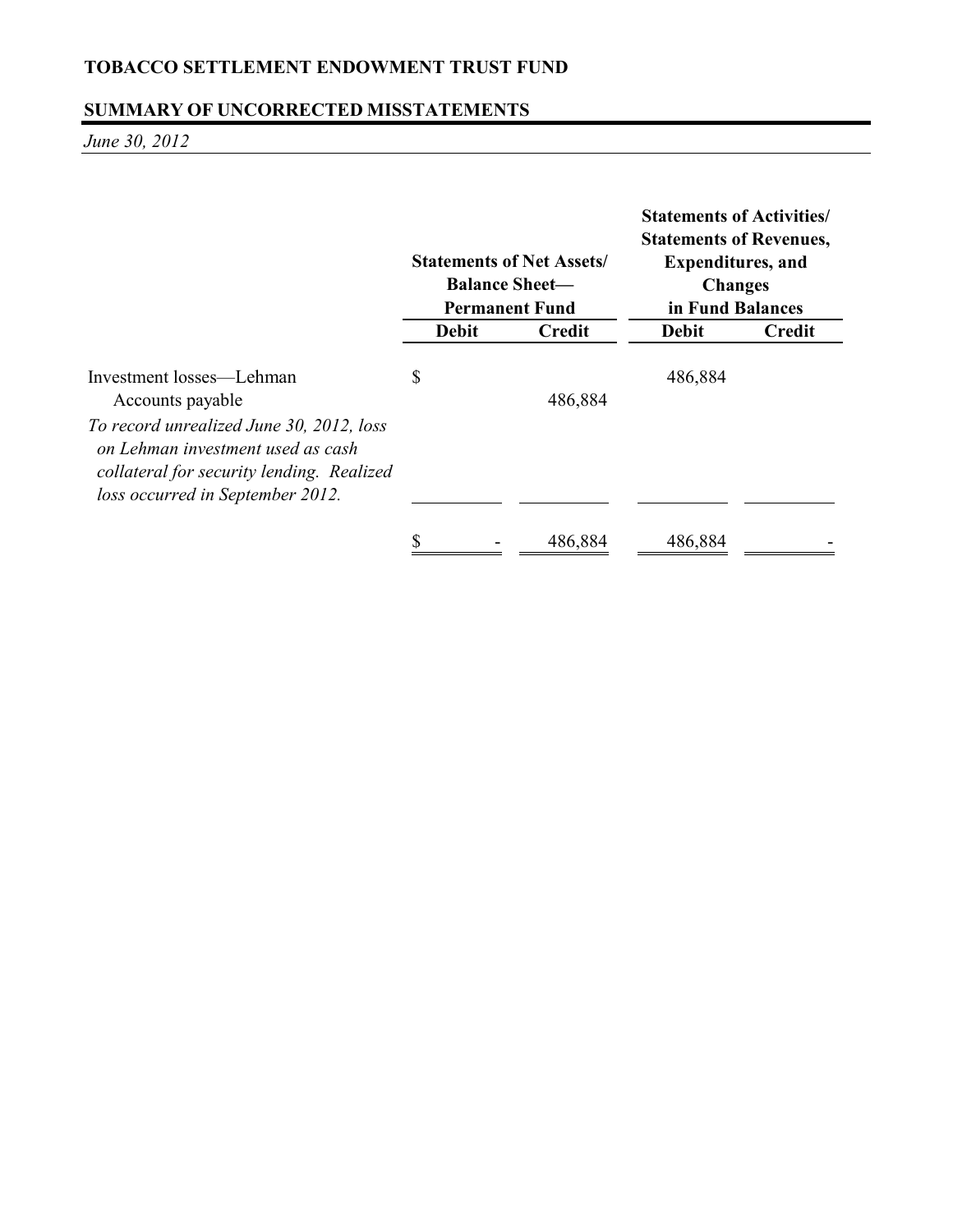# TOBACCO SETTLEMENT ENDOWMENT TRUST FUND

## SUMMARY OF UNCORRECTED MISSTATEMENTS

*June 30, 2012*

| | Statements of Net Assets/ Balance Sheet— Permanent Fund | | Statements of Activities/ Statements of Revenues, Expenditures, and Changes in Fund Balances | |
|---|---|---|---|---|
| | **Debit** | **Credit** | **Debit** | **Credit** |
| Investment losses—Lehman | $ | | 486,884 | |
| Accounts payable | | 486,884 | | |
| *To record unrealized June 30, 2012, loss on Lehman investment used as cash collateral for security lending. Realized loss occurred in September 2012.* | | | | |
| | $ - | 486,884 | 486,884 | - |